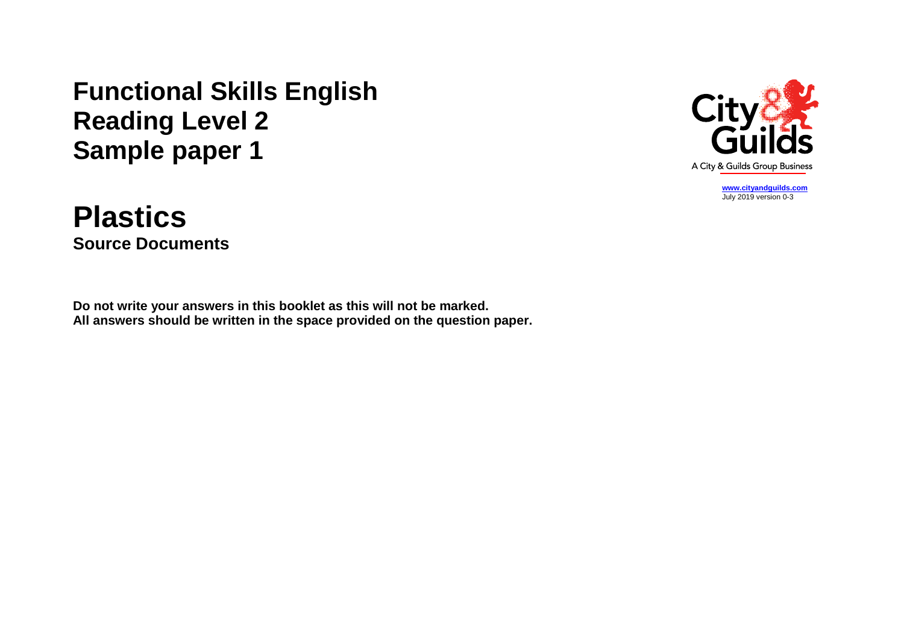# Functional Skills English Reading Level 2 Sample paper 1

www.cityandguilds.com
July 2019 version 0-3

# Plastics

## Source Documents

**Do not write your answers in this booklet as this will not be marked.**
**All answers should be written in the space provided on the question paper.**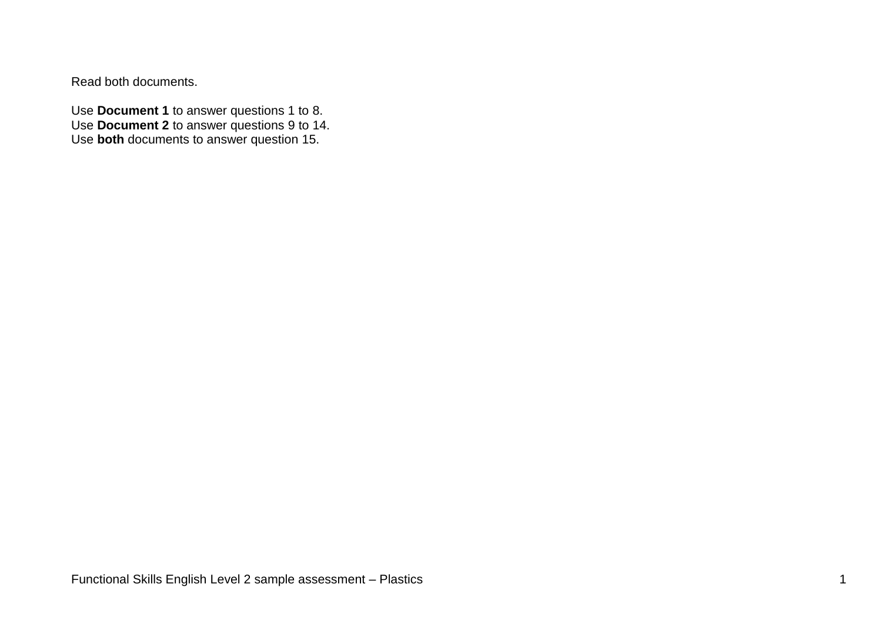Read both documents.

Use **Document 1** to answer questions 1 to 8.
Use **Document 2** to answer questions 9 to 14.
Use **both** documents to answer question 15.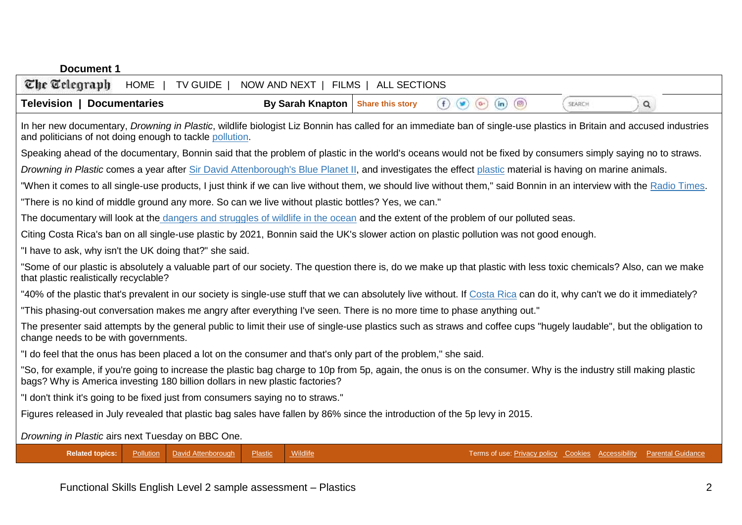**Document 1**

The Telegraph | HOME | TV GUIDE | NOW AND NEXT | FILMS | ALL SECTIONS

**Television | Documentaries** **By Sarah Knapton** Share this story

SEARCH

In her new documentary, *Drowning in Plastic*, wildlife biologist Liz Bonnin has called for an immediate ban of single-use plastics in Britain and accused industries and politicians of not doing enough to tackle pollution.

Speaking ahead of the documentary, Bonnin said that the problem of plastic in the world's oceans would not be fixed by consumers simply saying no to straws.

*Drowning in Plastic* comes a year after Sir David Attenborough's Blue Planet II, and investigates the effect plastic material is having on marine animals.

"When it comes to all single-use products, I just think if we can live without them, we should live without them," said Bonnin in an interview with the Radio Times.

"There is no kind of middle ground any more. So can we live without plastic bottles? Yes, we can."

The documentary will look at the dangers and struggles of wildlife in the ocean and the extent of the problem of our polluted seas.

Citing Costa Rica's ban on all single-use plastic by 2021, Bonnin said the UK's slower action on plastic pollution was not good enough.

"I have to ask, why isn't the UK doing that?" she said.

"Some of our plastic is absolutely a valuable part of our society. The question there is, do we make up that plastic with less toxic chemicals? Also, can we make that plastic realistically recyclable?

"40% of the plastic that's prevalent in our society is single-use stuff that we can absolutely live without. If Costa Rica can do it, why can't we do it immediately?

"This phasing-out conversation makes me angry after everything I've seen. There is no more time to phase anything out."

The presenter said attempts by the general public to limit their use of single-use plastics such as straws and coffee cups "hugely laudable", but the obligation to change needs to be with governments.

"I do feel that the onus has been placed a lot on the consumer and that's only part of the problem," she said.

"So, for example, if you're going to increase the plastic bag charge to 10p from 5p, again, the onus is on the consumer. Why is the industry still making plastic bags? Why is America investing 180 billion dollars in new plastic factories?

"I don't think it's going to be fixed just from consumers saying no to straws."

Figures released in July revealed that plastic bag sales have fallen by 86% since the introduction of the 5p levy in 2015.

*Drowning in Plastic* airs next Tuesday on BBC One.

**Related topics:** Pollution | David Attenborough | Plastic | Wildlife

Terms of use: Privacy policy Cookies Accessibility Parental Guidance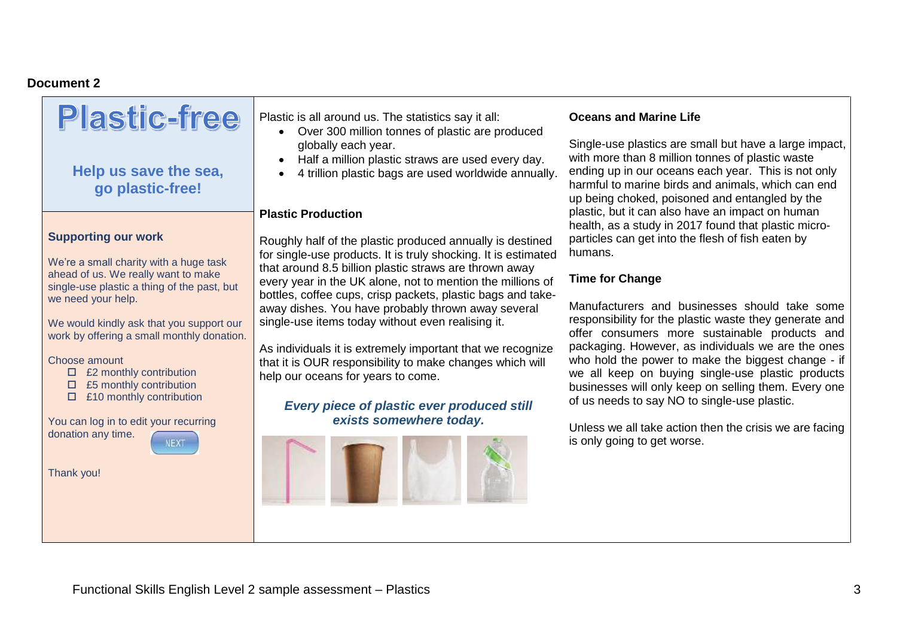**Document 2**

# Plastic-free

## Help us save the sea, go plastic-free!

### Supporting our work

We're a small charity with a huge task ahead of us. We really want to make single-use plastic a thing of the past, but we need your help.

We would kindly ask that you support our work by offering a small monthly donation.

Choose amount

- ☐ £2 monthly contribution
- ☐ £5 monthly contribution
- ☐ £10 monthly contribution

You can log in to edit your recurring donation any time.

NEXT

Thank you!

Plastic is all around us. The statistics say it all:

- Over 300 million tonnes of plastic are produced globally each year.
- Half a million plastic straws are used every day.
- 4 trillion plastic bags are used worldwide annually.

### Plastic Production

Roughly half of the plastic produced annually is destined for single-use products. It is truly shocking. It is estimated that around 8.5 billion plastic straws are thrown away every year in the UK alone, not to mention the millions of bottles, coffee cups, crisp packets, plastic bags and take-away dishes. You have probably thrown away several single-use items today without even realising it.

As individuals it is extremely important that we recognize that it is OUR responsibility to make changes which will help our oceans for years to come.

***Every piece of plastic ever produced still exists somewhere today.***

### Oceans and Marine Life

Single-use plastics are small but have a large impact, with more than 8 million tonnes of plastic waste ending up in our oceans each year. This is not only harmful to marine birds and animals, which can end up being choked, poisoned and entangled by the plastic, but it can also have an impact on human health, as a study in 2017 found that plastic micro-particles can get into the flesh of fish eaten by humans.

### Time for Change

Manufacturers and businesses should take some responsibility for the plastic waste they generate and offer consumers more sustainable products and packaging. However, as individuals we are the ones who hold the power to make the biggest change - if we all keep on buying single-use plastic products businesses will only keep on selling them. Every one of us needs to say NO to single-use plastic.

Unless we all take action then the crisis we are facing is only going to get worse.